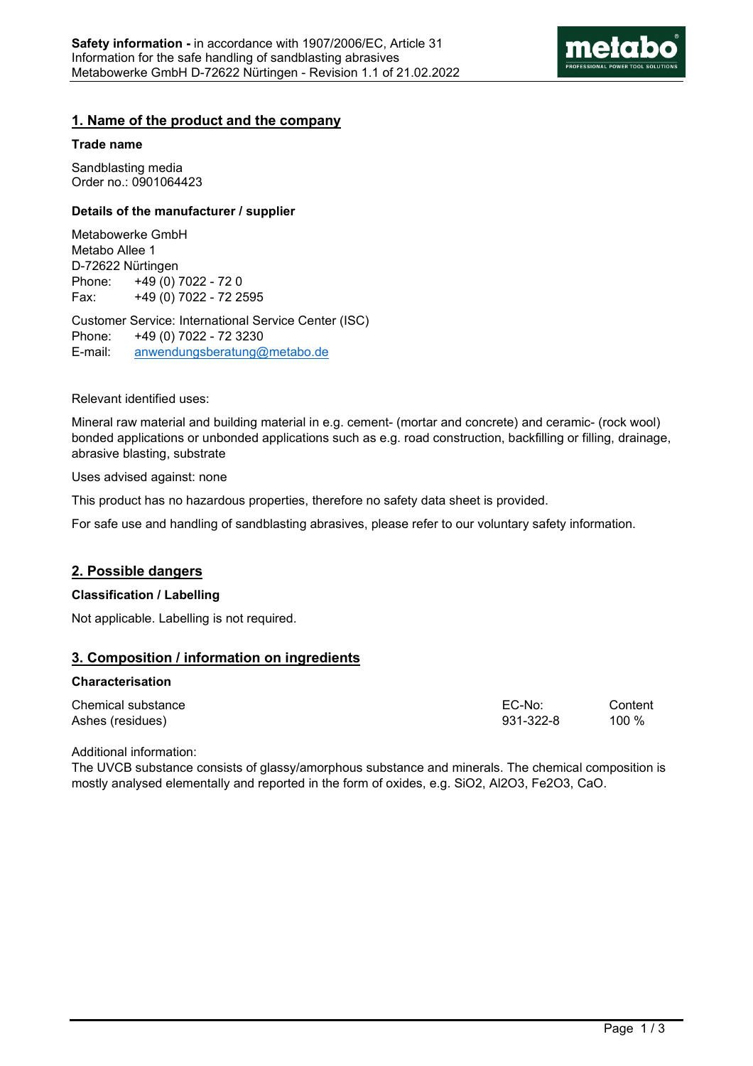## 1. Name of the product and the company

**Trade name**

Sandblasting media
Order no.: 0901064423

**Details of the manufacturer / supplier**

Metabowerke GmbH
Metabo Allee 1
D-72622 Nürtingen
Phone: +49 (0) 7022 - 72 0
Fax: +49 (0) 7022 - 72 2595

Customer Service: International Service Center (ISC)
Phone: +49 (0) 7022 - 72 3230
E-mail: anwendungsberatung@metabo.de

Relevant identified uses:

Mineral raw material and building material in e.g. cement- (mortar and concrete) and ceramic- (rock wool) bonded applications or unbonded applications such as e.g. road construction, backfilling or filling, drainage, abrasive blasting, substrate

Uses advised against: none

This product has no hazardous properties, therefore no safety data sheet is provided.

For safe use and handling of sandblasting abrasives, please refer to our voluntary safety information.

## 2. Possible dangers

**Classification / Labelling**

Not applicable. Labelling is not required.

## 3. Composition / information on ingredients

**Characterisation**

| Chemical substance | EC-No: | Content |
|---|---|---|
| Ashes (residues) | 931-322-8 | 100 % |

Additional information:
The UVCB substance consists of glassy/amorphous substance and minerals. The chemical composition is mostly analysed elementally and reported in the form of oxides, e.g. $SiO_2$, $Al_2O_3$, $Fe_2O_3$, $CaO$.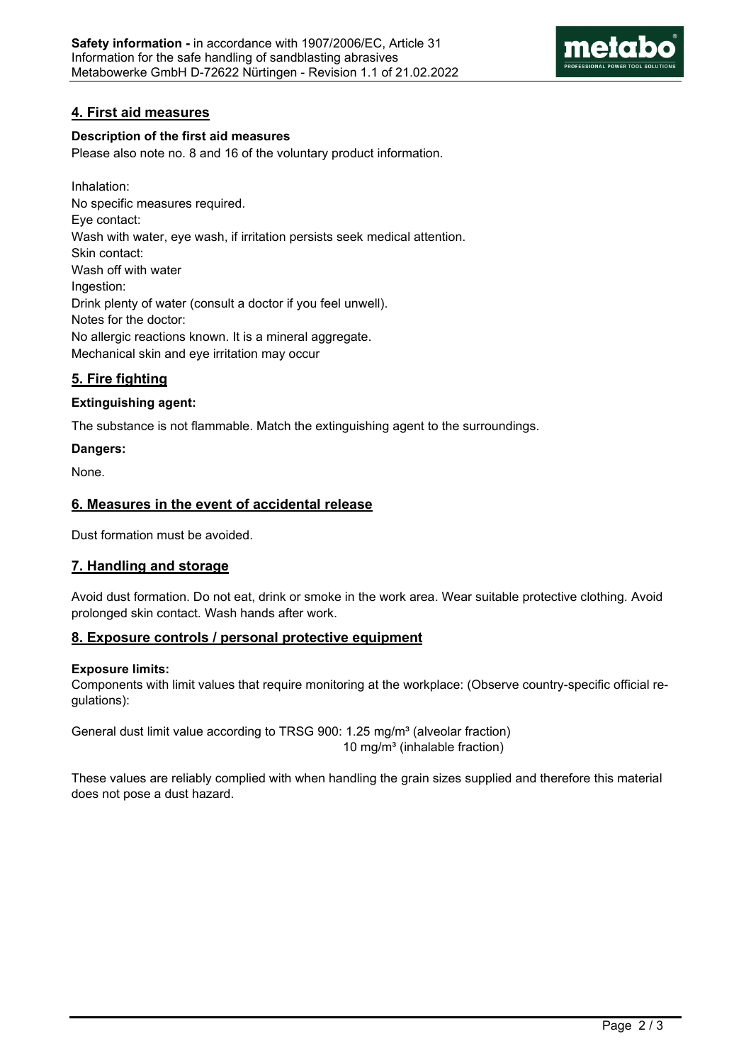## 4. First aid measures

**Description of the first aid measures**

Please also note no. 8 and 16 of the voluntary product information.

Inhalation:
No specific measures required.
Eye contact:
Wash with water, eye wash, if irritation persists seek medical attention.
Skin contact:
Wash off with water
Ingestion:
Drink plenty of water (consult a doctor if you feel unwell).
Notes for the doctor:
No allergic reactions known. It is a mineral aggregate.
Mechanical skin and eye irritation may occur

## 5. Fire fighting

**Extinguishing agent:**

The substance is not flammable. Match the extinguishing agent to the surroundings.

**Dangers:**

None.

## 6. Measures in the event of accidental release

Dust formation must be avoided.

## 7. Handling and storage

Avoid dust formation. Do not eat, drink or smoke in the work area. Wear suitable protective clothing. Avoid prolonged skin contact. Wash hands after work.

## 8. Exposure controls / personal protective equipment

**Exposure limits:**

Components with limit values that require monitoring at the workplace: (Observe country-specific official regulations):

General dust limit value according to TRSG 900: 1.25 mg/m³ (alveolar fraction)
10 mg/m³ (inhalable fraction)

These values are reliably complied with when handling the grain sizes supplied and therefore this material does not pose a dust hazard.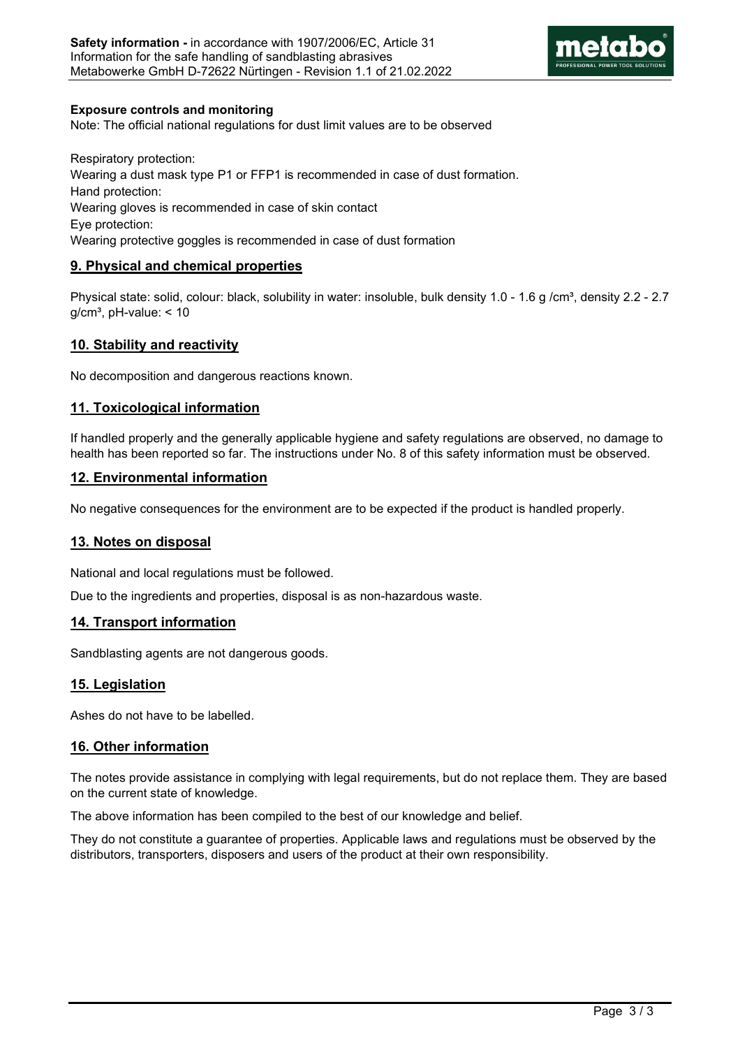**Exposure controls and monitoring**

Note: The official national regulations for dust limit values are to be observed

Respiratory protection:
Wearing a dust mask type P1 or FFP1 is recommended in case of dust formation.
Hand protection:
Wearing gloves is recommended in case of skin contact
Eye protection:
Wearing protective goggles is recommended in case of dust formation

## 9. Physical and chemical properties

Physical state: solid, colour: black, solubility in water: insoluble, bulk density 1.0 - 1.6 g /cm³, density 2.2 - 2.7 g/cm³, pH-value: < 10

## 10. Stability and reactivity

No decomposition and dangerous reactions known.

## 11. Toxicological information

If handled properly and the generally applicable hygiene and safety regulations are observed, no damage to health has been reported so far. The instructions under No. 8 of this safety information must be observed.

## 12. Environmental information

No negative consequences for the environment are to be expected if the product is handled properly.

## 13. Notes on disposal

National and local regulations must be followed.

Due to the ingredients and properties, disposal is as non-hazardous waste.

## 14. Transport information

Sandblasting agents are not dangerous goods.

## 15. Legislation

Ashes do not have to be labelled.

## 16. Other information

The notes provide assistance in complying with legal requirements, but do not replace them. They are based on the current state of knowledge.

The above information has been compiled to the best of our knowledge and belief.

They do not constitute a guarantee of properties. Applicable laws and regulations must be observed by the distributors, transporters, disposers and users of the product at their own responsibility.